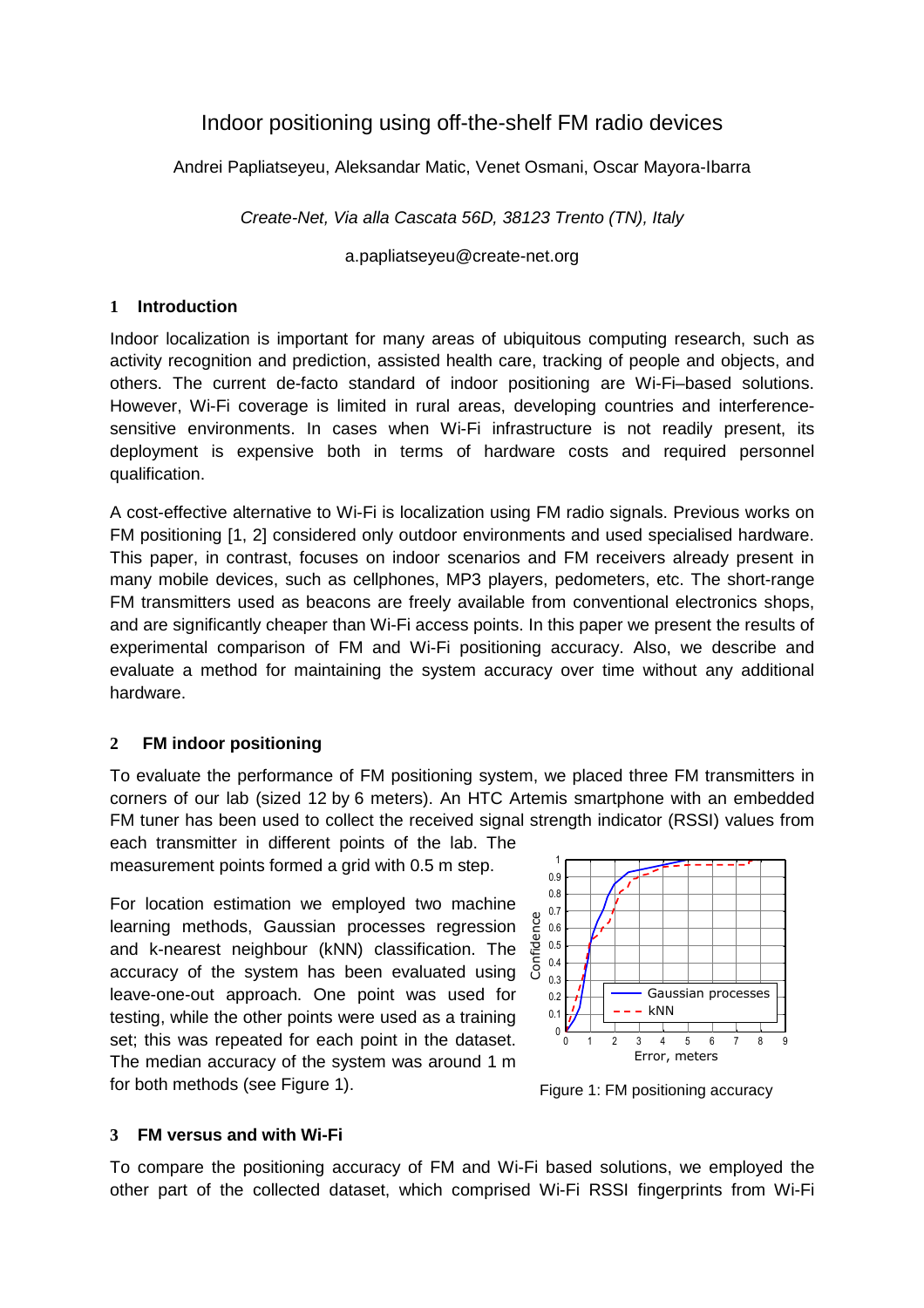# Indoor positioning using off-the-shelf FM radio devices

Andrei Papliatseyeu, Aleksandar Matic, Venet Osmani, Oscar Mayora-Ibarra

*Create-Net, Via alla Cascata 56D, 38123 Trento (TN), Italy*

a.papliatseyeu@create-net.org

## 1 Introduction

Indoor localization is important for many areas of ubiquitous computing research, such as activity recognition and prediction, assisted health care, tracking of people and objects, and others. The current de-facto standard of indoor positioning are Wi-Fi–based solutions. However, Wi-Fi coverage is limited in rural areas, developing countries and interference-sensitive environments. In cases when Wi-Fi infrastructure is not readily present, its deployment is expensive both in terms of hardware costs and required personnel qualification.

A cost-effective alternative to Wi-Fi is localization using FM radio signals. Previous works on FM positioning [1, 2] considered only outdoor environments and used specialised hardware. This paper, in contrast, focuses on indoor scenarios and FM receivers already present in many mobile devices, such as cellphones, MP3 players, pedometers, etc. The short-range FM transmitters used as beacons are freely available from conventional electronics shops, and are significantly cheaper than Wi-Fi access points. In this paper we present the results of experimental comparison of FM and Wi-Fi positioning accuracy. Also, we describe and evaluate a method for maintaining the system accuracy over time without any additional hardware.

## 2 FM indoor positioning

To evaluate the performance of FM positioning system, we placed three FM transmitters in corners of our lab (sized 12 by 6 meters). An HTC Artemis smartphone with an embedded FM tuner has been used to collect the received signal strength indicator (RSSI) values from each transmitter in different points of the lab. The measurement points formed a grid with 0.5 m step.

For location estimation we employed two machine learning methods, Gaussian processes regression and k-nearest neighbour (kNN) classification. The accuracy of the system has been evaluated using leave-one-out approach. One point was used for testing, while the other points were used as a training set; this was repeated for each point in the dataset. The median accuracy of the system was around 1 m for both methods (see Figure 1).

Figure 1: FM positioning accuracy

## 3 FM versus and with Wi-Fi

To compare the positioning accuracy of FM and Wi-Fi based solutions, we employed the other part of the collected dataset, which comprised Wi-Fi RSSI fingerprints from Wi-Fi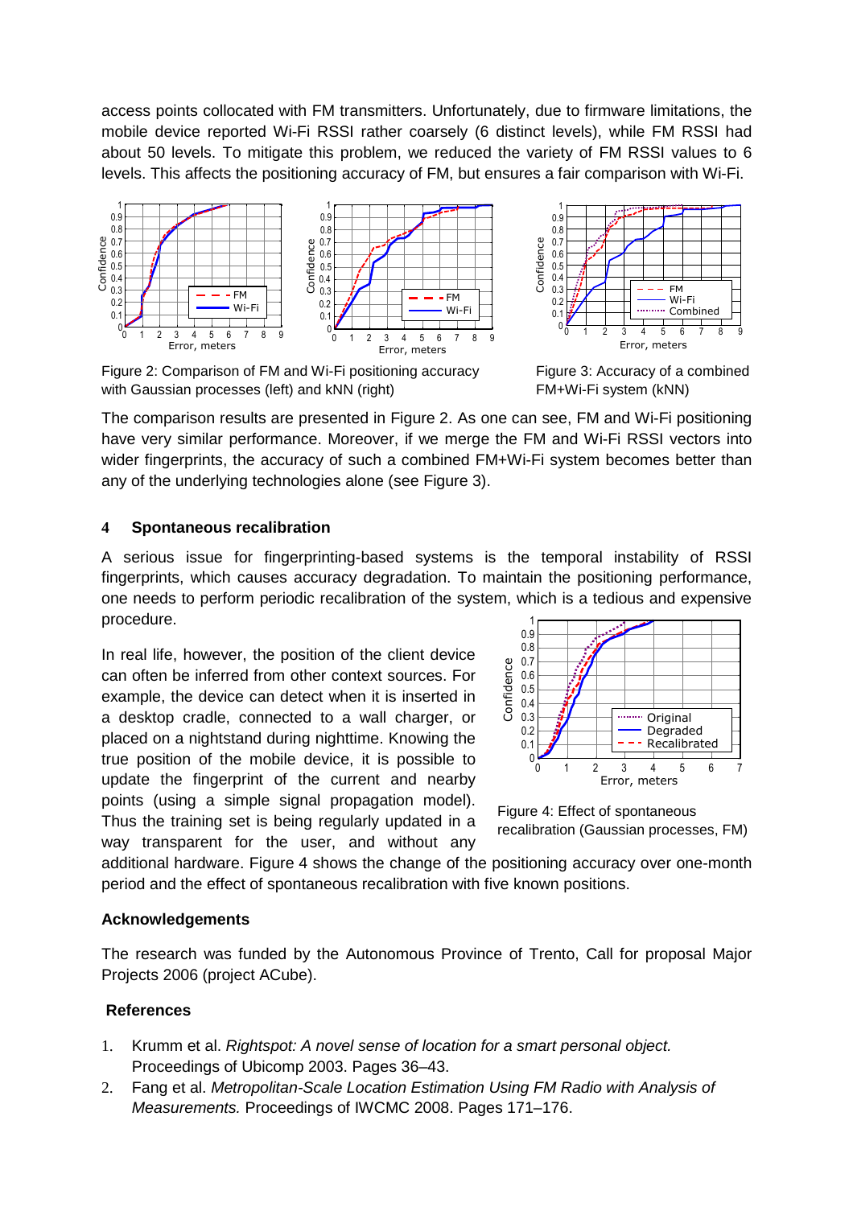access points collocated with FM transmitters. Unfortunately, due to firmware limitations, the mobile device reported Wi-Fi RSSI rather coarsely (6 distinct levels), while FM RSSI had about 50 levels. To mitigate this problem, we reduced the variety of FM RSSI values to 6 levels. This affects the positioning accuracy of FM, but ensures a fair comparison with Wi-Fi.

Confidence
1
0.9
0.8
0.7
0.6
0.5
0.4
0.3
0.2
0.1
0
0 1 2 3 4 5 6 7 8 9
Error, meters
FM
Wi-Fi

Confidence
1
0.9
0.8
0.7
0.6
0.5
0.4
0.3
0.2
0.1
0
0 1 2 3 4 5 6 7 8 9
Error, meters
FM
Wi-Fi

Figure 2: Comparison of FM and Wi-Fi positioning accuracy with Gaussian processes (left) and kNN (right)

Confidence
1
0.9
0.8
0.7
0.6
0.5
0.4
0.3
0.2
0.1
0
0 1 2 3 4 5 6 7 8 9
Error, meters
FM
Wi-Fi
Combined

Figure 3: Accuracy of a combined FM+Wi-Fi system (kNN)

The comparison results are presented in Figure 2. As one can see, FM and Wi-Fi positioning have very similar performance. Moreover, if we merge the FM and Wi-Fi RSSI vectors into wider fingerprints, the accuracy of such a combined FM+Wi-Fi system becomes better than any of the underlying technologies alone (see Figure 3).

## 4 Spontaneous recalibration

A serious issue for fingerprinting-based systems is the temporal instability of RSSI fingerprints, which causes accuracy degradation. To maintain the positioning performance, one needs to perform periodic recalibration of the system, which is a tedious and expensive procedure.

In real life, however, the position of the client device can often be inferred from other context sources. For example, the device can detect when it is inserted in a desktop cradle, connected to a wall charger, or placed on a nightstand during nighttime. Knowing the true position of the mobile device, it is possible to update the fingerprint of the current and nearby points (using a simple signal propagation model). Thus the training set is being regularly updated in a way transparent for the user, and without any additional hardware. Figure 4 shows the change of the positioning accuracy over one-month period and the effect of spontaneous recalibration with five known positions.

Confidence
1
0.9
0.8
0.7
0.6
0.5
0.4
0.3
0.2
0.1
0
0 1 2 3 4 5 6 7
Error, meters
Original
Degraded
Recalibrated

Figure 4: Effect of spontaneous recalibration (Gaussian processes, FM)

### Acknowledgements

The research was funded by the Autonomous Province of Trento, Call for proposal Major Projects 2006 (project ACube).

### References

1. Krumm et al. *Rightspot: A novel sense of location for a smart personal object.* Proceedings of Ubicomp 2003. Pages 36–43.
2. Fang et al. *Metropolitan-Scale Location Estimation Using FM Radio with Analysis of Measurements.* Proceedings of IWCMC 2008. Pages 171–176.